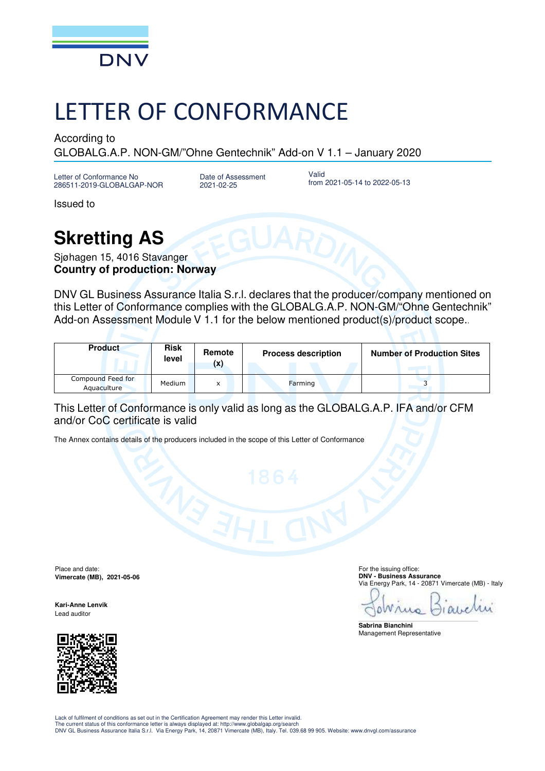# LETTER OF CONFORMANCE

According to
GLOBALG.A.P. NON-GM/"Ohne Gentechnik" Add-on V 1.1 – January 2020

Letter of Conformance No
286511-2019-GLOBALGAP-NOR

Date of Assessment
2021-02-25

Valid
from 2021-05-14 to 2022-05-13

Issued to

## Skretting AS

Sjøhagen 15, 4016 Stavanger
**Country of production: Norway**

DNV GL Business Assurance Italia S.r.l. declares that the producer/company mentioned on this Letter of Conformance complies with the GLOBALG.A.P. NON-GM/"Ohne Gentechnik" Add-on Assessment Module V 1.1 for the below mentioned product(s)/product scope..

| Product | Risk level | Remote (x) | Process description | Number of Production Sites |
|---|---|---|---|---|
| Compound Feed for Aquaculture | Medium | x | Farming | 3 |

This Letter of Conformance is only valid as long as the GLOBALG.A.P. IFA and/or CFM and/or CoC certificate is valid

The Annex contains details of the producers included in the scope of this Letter of Conformance

Place and date:
**Vimercate (MB), 2021-05-06**

**Kari-Anne Lenvik**
Lead auditor

For the issuing office:
**DNV - Business Assurance**
Via Energy Park, 14 - 20871 Vimercate (MB) - Italy

**Sabrina Bianchini**
Management Representative

Lack of fulfilment of conditions as set out in the Certification Agreement may render this Letter invalid.
The current status of this conformance letter is always displayed at: http://www.globalgap.org/search
DNV GL Business Assurance Italia S.r.l. Via Energy Park, 14, 20871 Vimercate (MB), Italy. Tel. 039.68 99 905. Website: www.dnvgl.com/assurance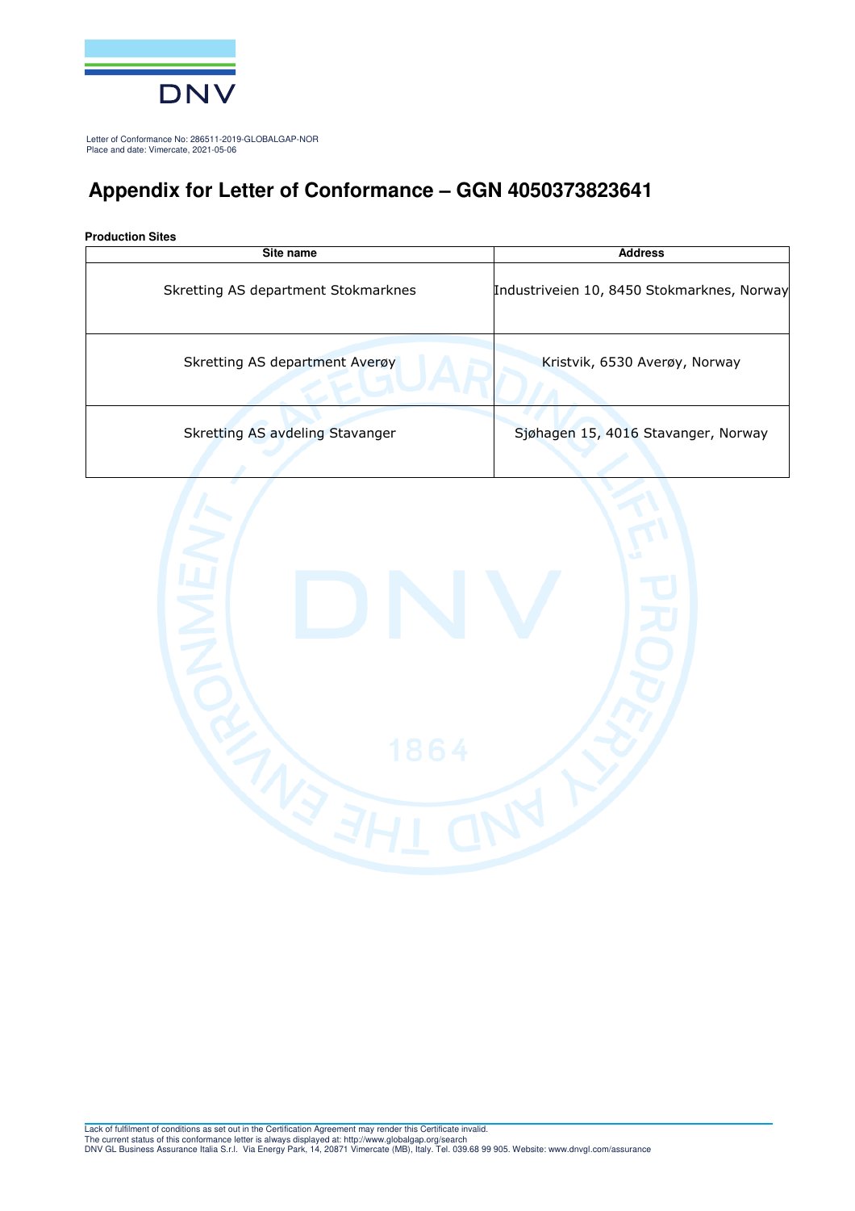Letter of Conformance No: 286511-2019-GLOBALGAP-NOR
Place and date: Vimercate, 2021-05-06

# Appendix for Letter of Conformance – GGN 4050373823641

**Production Sites**

| Site name | Address |
|---|---|
| Skretting AS department Stokmarknes | Industriveien 10, 8450 Stokmarknes, Norway |
| Skretting AS department Averøy | Kristvik, 6530 Averøy, Norway |
| Skretting AS avdeling Stavanger | Sjøhagen 15, 4016 Stavanger, Norway |

Lack of fulfilment of conditions as set out in the Certification Agreement may render this Certificate invalid.
The current status of this conformance letter is always displayed at: http://www.globalgap.org/search
DNV GL Business Assurance Italia S.r.l. Via Energy Park, 14, 20871 Vimercate (MB), Italy. Tel. 039.68 99 905. Website: www.dnvgl.com/assurance